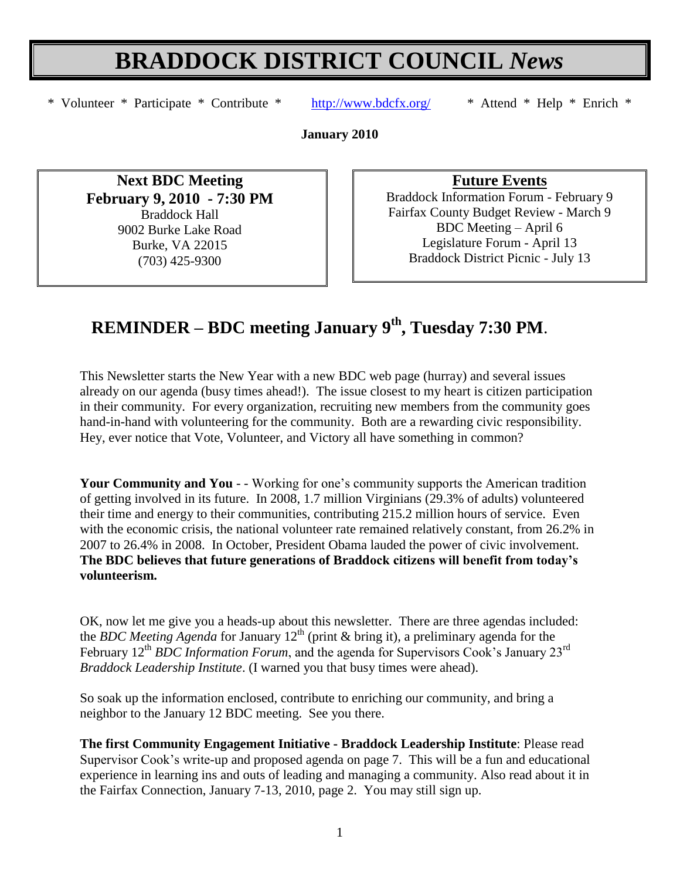# BRADDOCK DISTRICT COUNCIL *News*

\* Volunteer \* Participate \* Contribute \* http://www.bdcfx.org/ \* Attend \* Help \* Enrich \*

**January 2010**

**Next BDC Meeting**
**February 9, 2010 - 7:30 PM**
Braddock Hall
9002 Burke Lake Road
Burke, VA 22015
(703) 425-9300

**Future Events**
Braddock Information Forum - February 9
Fairfax County Budget Review - March 9
BDC Meeting – April 6
Legislature Forum - April 13
Braddock District Picnic - July 13

## REMINDER – BDC meeting January 9th, Tuesday 7:30 PM.

This Newsletter starts the New Year with a new BDC web page (hurray) and several issues already on our agenda (busy times ahead!). The issue closest to my heart is citizen participation in their community. For every organization, recruiting new members from the community goes hand-in-hand with volunteering for the community. Both are a rewarding civic responsibility. Hey, ever notice that Vote, Volunteer, and Victory all have something in common?

**Your Community and You** - - Working for one's community supports the American tradition of getting involved in its future. In 2008, 1.7 million Virginians (29.3% of adults) volunteered their time and energy to their communities, contributing 215.2 million hours of service. Even with the economic crisis, the national volunteer rate remained relatively constant, from 26.2% in 2007 to 26.4% in 2008. In October, President Obama lauded the power of civic involvement. **The BDC believes that future generations of Braddock citizens will benefit from today's volunteerism.**

OK, now let me give you a heads-up about this newsletter. There are three agendas included: the *BDC Meeting Agenda* for January 12th (print & bring it), a preliminary agenda for the February 12th *BDC Information Forum*, and the agenda for Supervisors Cook's January 23rd *Braddock Leadership Institute*. (I warned you that busy times were ahead).

So soak up the information enclosed, contribute to enriching our community, and bring a neighbor to the January 12 BDC meeting. See you there.

**The first Community Engagement Initiative - Braddock Leadership Institute**: Please read Supervisor Cook's write-up and proposed agenda on page 7. This will be a fun and educational experience in learning ins and outs of leading and managing a community. Also read about it in the Fairfax Connection, January 7-13, 2010, page 2. You may still sign up.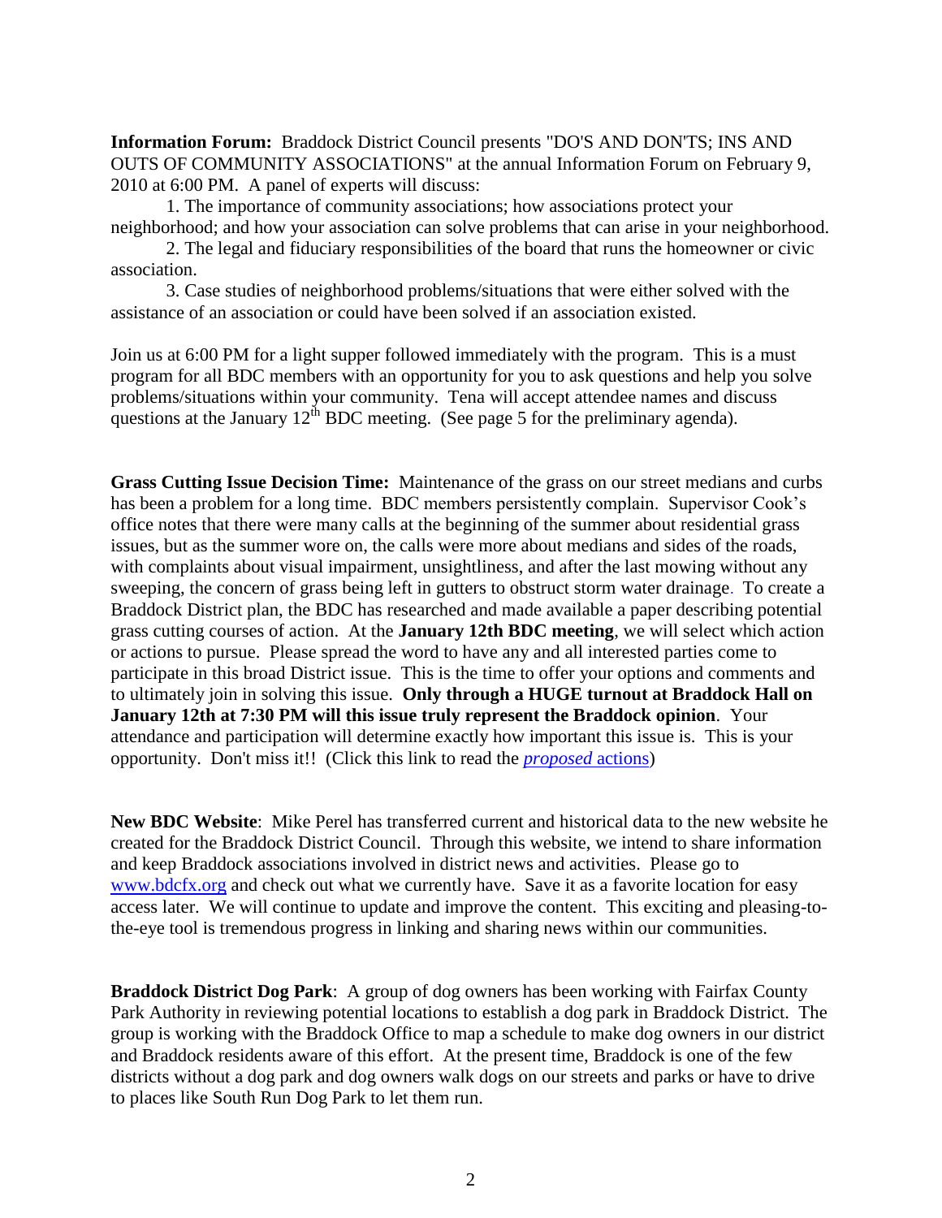**Information Forum:** Braddock District Council presents "DO'S AND DON'TS; INS AND OUTS OF COMMUNITY ASSOCIATIONS" at the annual Information Forum on February 9, 2010 at 6:00 PM. A panel of experts will discuss:

1. The importance of community associations; how associations protect your neighborhood; and how your association can solve problems that can arise in your neighborhood.
2. The legal and fiduciary responsibilities of the board that runs the homeowner or civic association.
3. Case studies of neighborhood problems/situations that were either solved with the assistance of an association or could have been solved if an association existed.

Join us at 6:00 PM for a light supper followed immediately with the program. This is a must program for all BDC members with an opportunity for you to ask questions and help you solve problems/situations within your community. Tena will accept attendee names and discuss questions at the January 12th BDC meeting. (See page 5 for the preliminary agenda).

**Grass Cutting Issue Decision Time:** Maintenance of the grass on our street medians and curbs has been a problem for a long time. BDC members persistently complain. Supervisor Cook's office notes that there were many calls at the beginning of the summer about residential grass issues, but as the summer wore on, the calls were more about medians and sides of the roads, with complaints about visual impairment, unsightliness, and after the last mowing without any sweeping, the concern of grass being left in gutters to obstruct storm water drainage. To create a Braddock District plan, the BDC has researched and made available a paper describing potential grass cutting courses of action. At the **January 12th BDC meeting**, we will select which action or actions to pursue. Please spread the word to have any and all interested parties come to participate in this broad District issue. This is the time to offer your options and comments and to ultimately join in solving this issue. **Only through a HUGE turnout at Braddock Hall on January 12th at 7:30 PM will this issue truly represent the Braddock opinion**. Your attendance and participation will determine exactly how important this issue is. This is your opportunity. Don't miss it!! (Click this link to read the *proposed* actions)

**New BDC Website**: Mike Perel has transferred current and historical data to the new website he created for the Braddock District Council. Through this website, we intend to share information and keep Braddock associations involved in district news and activities. Please go to www.bdcfx.org and check out what we currently have. Save it as a favorite location for easy access later. We will continue to update and improve the content. This exciting and pleasing-to-the-eye tool is tremendous progress in linking and sharing news within our communities.

**Braddock District Dog Park**: A group of dog owners has been working with Fairfax County Park Authority in reviewing potential locations to establish a dog park in Braddock District. The group is working with the Braddock Office to map a schedule to make dog owners in our district and Braddock residents aware of this effort. At the present time, Braddock is one of the few districts without a dog park and dog owners walk dogs on our streets and parks or have to drive to places like South Run Dog Park to let them run.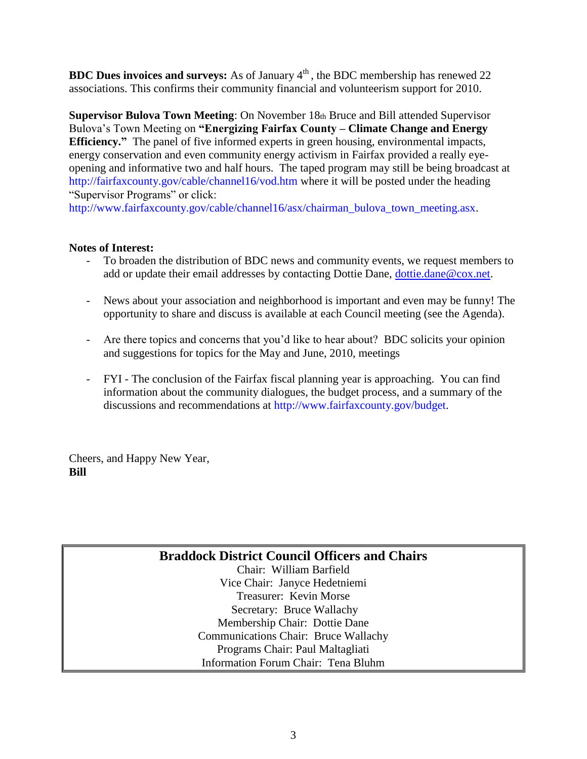**BDC Dues invoices and surveys:** As of January 4th, the BDC membership has renewed 22 associations. This confirms their community financial and volunteerism support for 2010.

**Supervisor Bulova Town Meeting**: On November 18th Bruce and Bill attended Supervisor Bulova's Town Meeting on **"Energizing Fairfax County – Climate Change and Energy Efficiency."** The panel of five informed experts in green housing, environmental impacts, energy conservation and even community energy activism in Fairfax provided a really eye-opening and informative two and half hours. The taped program may still be being broadcast at http://fairfaxcounty.gov/cable/channel16/vod.htm where it will be posted under the heading "Supervisor Programs" or click: http://www.fairfaxcounty.gov/cable/channel16/asx/chairman_bulova_town_meeting.asx.

**Notes of Interest:**

- To broaden the distribution of BDC news and community events, we request members to add or update their email addresses by contacting Dottie Dane, dottie.dane@cox.net.

- News about your association and neighborhood is important and even may be funny! The opportunity to share and discuss is available at each Council meeting (see the Agenda).

- Are there topics and concerns that you'd like to hear about? BDC solicits your opinion and suggestions for topics for the May and June, 2010, meetings

- FYI - The conclusion of the Fairfax fiscal planning year is approaching. You can find information about the community dialogues, the budget process, and a summary of the discussions and recommendations at http://www.fairfaxcounty.gov/budget.

Cheers, and Happy New Year,
**Bill**

## Braddock District Council Officers and Chairs

Chair: William Barfield
Vice Chair: Janyce Hedetniemi
Treasurer: Kevin Morse
Secretary: Bruce Wallachy
Membership Chair: Dottie Dane
Communications Chair: Bruce Wallachy
Programs Chair: Paul Maltagliati
Information Forum Chair: Tena Bluhm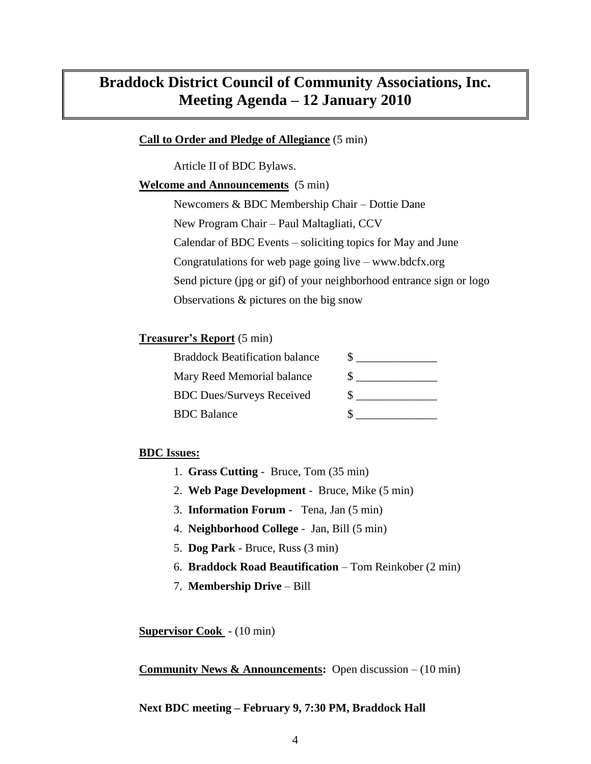# Braddock District Council of Community Associations, Inc.
# Meeting Agenda – 12 January 2010

**Call to Order and Pledge of Allegiance** (5 min)

Article II of BDC Bylaws.

**Welcome and Announcements** (5 min)

Newcomers & BDC Membership Chair – Dottie Dane

New Program Chair – Paul Maltagliati, CCV

Calendar of BDC Events – soliciting topics for May and June

Congratulations for web page going live – www.bdcfx.org

Send picture (jpg or gif) of your neighborhood entrance sign or logo

Observations & pictures on the big snow

**Treasurer's Report** (5 min)

| | |
|---|---|
| Braddock Beatification balance | $ ______________ |
| Mary Reed Memorial balance | $ ______________ |
| BDC Dues/Surveys Received | $ ______________ |
| BDC Balance | $ ______________ |

**BDC Issues:**

1. **Grass Cutting** - Bruce, Tom (35 min)
2. **Web Page Development** - Bruce, Mike (5 min)
3. **Information Forum** - Tena, Jan (5 min)
4. **Neighborhood College** - Jan, Bill (5 min)
5. **Dog Park** - Bruce, Russ (3 min)
6. **Braddock Road Beautification** – Tom Reinkober (2 min)
7. **Membership Drive** – Bill

**Supervisor Cook** - (10 min)

**Community News & Announcements:** Open discussion – (10 min)

**Next BDC meeting – February 9, 7:30 PM, Braddock Hall**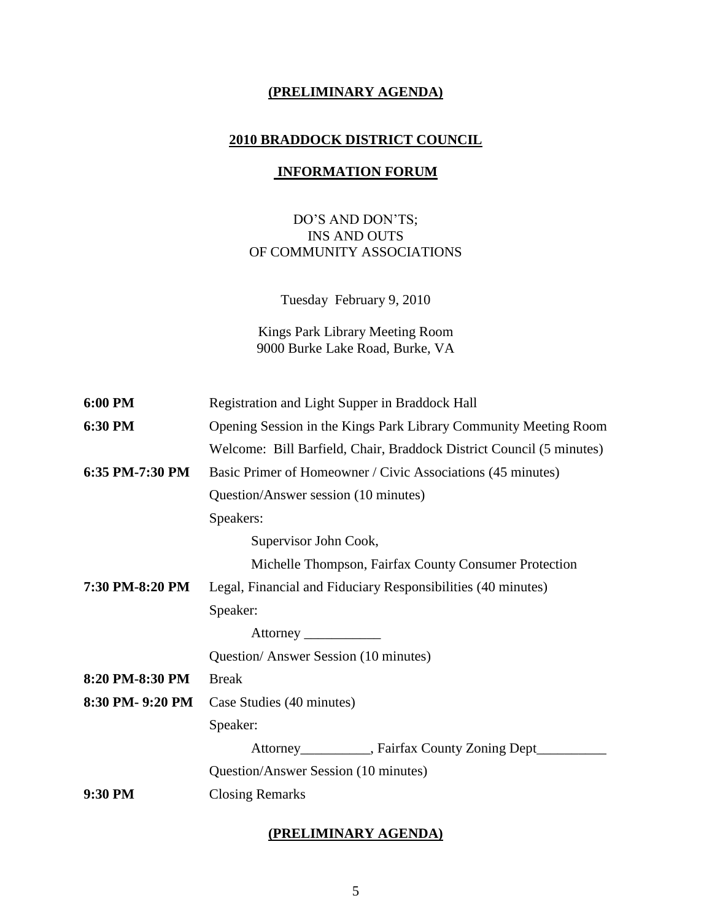**(PRELIMINARY AGENDA)**

# 2010 BRADDOCK DISTRICT COUNCIL

# INFORMATION FORUM

DO'S AND DON'TS;
INS AND OUTS
OF COMMUNITY ASSOCIATIONS

Tuesday February 9, 2010

Kings Park Library Meeting Room
9000 Burke Lake Road, Burke, VA

| | |
|---|---|
| **6:00 PM** | Registration and Light Supper in Braddock Hall |
| **6:30 PM** | Opening Session in the Kings Park Library Community Meeting Room |
| | Welcome: Bill Barfield, Chair, Braddock District Council (5 minutes) |
| **6:35 PM-7:30 PM** | Basic Primer of Homeowner / Civic Associations (45 minutes) |
| | Question/Answer session (10 minutes) |
| | Speakers: |
| | Supervisor John Cook, |
| | Michelle Thompson, Fairfax County Consumer Protection |
| **7:30 PM-8:20 PM** | Legal, Financial and Fiduciary Responsibilities (40 minutes) |
| | Speaker: |
| | Attorney ___________ |
| | Question/ Answer Session (10 minutes) |
| **8:20 PM-8:30 PM** | Break |
| **8:30 PM- 9:20 PM** | Case Studies (40 minutes) |
| | Speaker: |
| | Attorney__________, Fairfax County Zoning Dept__________ |
| | Question/Answer Session (10 minutes) |
| **9:30 PM** | Closing Remarks |

**(PRELIMINARY AGENDA)**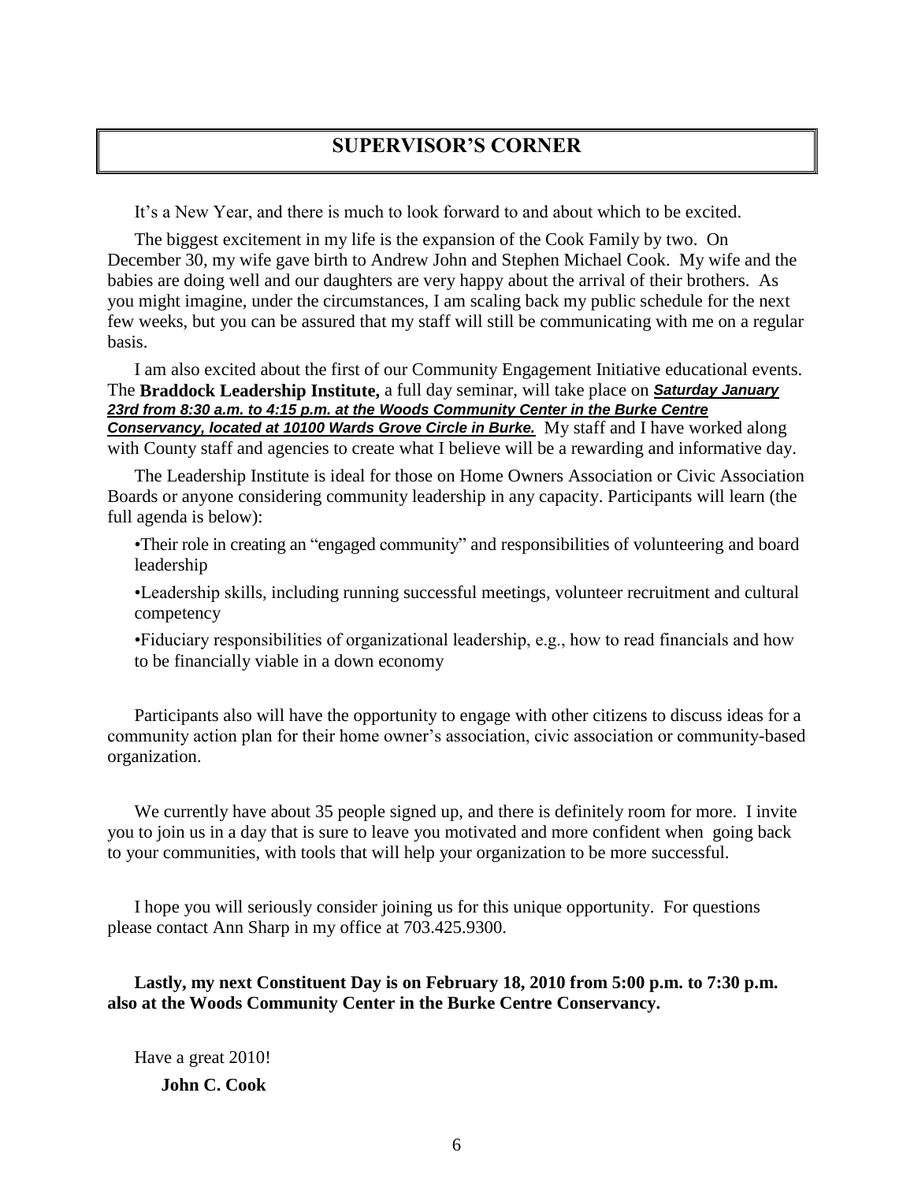## SUPERVISOR'S CORNER

It's a New Year, and there is much to look forward to and about which to be excited.

The biggest excitement in my life is the expansion of the Cook Family by two. On December 30, my wife gave birth to Andrew John and Stephen Michael Cook. My wife and the babies are doing well and our daughters are very happy about the arrival of their brothers. As you might imagine, under the circumstances, I am scaling back my public schedule for the next few weeks, but you can be assured that my staff will still be communicating with me on a regular basis.

I am also excited about the first of our Community Engagement Initiative educational events. The **Braddock Leadership Institute,** a full day seminar, will take place on ***Saturday January 23rd from 8:30 a.m. to 4:15 p.m. at the Woods Community Center in the Burke Centre Conservancy, located at 10100 Wards Grove Circle in Burke.*** My staff and I have worked along with County staff and agencies to create what I believe will be a rewarding and informative day.

The Leadership Institute is ideal for those on Home Owners Association or Civic Association Boards or anyone considering community leadership in any capacity. Participants will learn (the full agenda is below):

- Their role in creating an "engaged community" and responsibilities of volunteering and board leadership
- Leadership skills, including running successful meetings, volunteer recruitment and cultural competency
- Fiduciary responsibilities of organizational leadership, e.g., how to read financials and how to be financially viable in a down economy

Participants also will have the opportunity to engage with other citizens to discuss ideas for a community action plan for their home owner's association, civic association or community-based organization.

We currently have about 35 people signed up, and there is definitely room for more. I invite you to join us in a day that is sure to leave you motivated and more confident when going back to your communities, with tools that will help your organization to be more successful.

I hope you will seriously consider joining us for this unique opportunity. For questions please contact Ann Sharp in my office at 703.425.9300.

**Lastly, my next Constituent Day is on February 18, 2010 from 5:00 p.m. to 7:30 p.m. also at the Woods Community Center in the Burke Centre Conservancy.**

Have a great 2010!

**John C. Cook**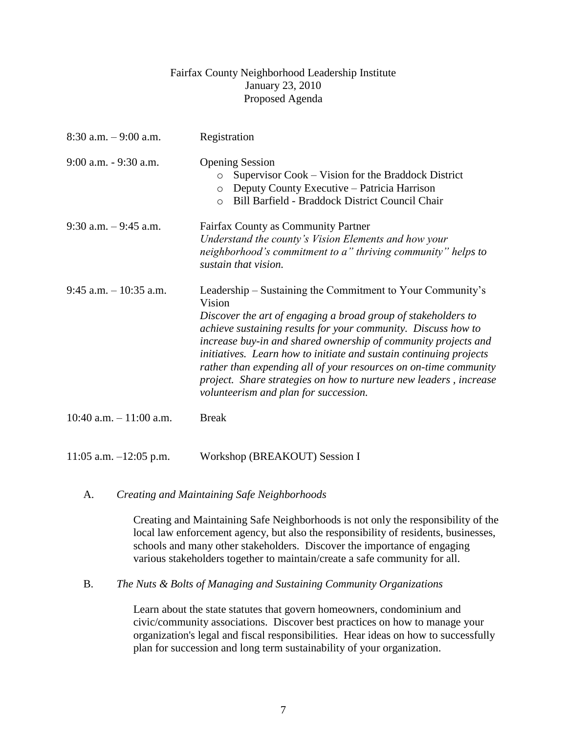Fairfax County Neighborhood Leadership Institute
January 23, 2010
Proposed Agenda

| | |
|---|---|
| 8:30 a.m. – 9:00 a.m. | Registration |
| 9:00 a.m. - 9:30 a.m. | Opening Session<br>○ Supervisor Cook – Vision for the Braddock District<br>○ Deputy County Executive – Patricia Harrison<br>○ Bill Barfield - Braddock District Council Chair |
| 9:30 a.m. – 9:45 a.m. | Fairfax County as Community Partner<br>*Understand the county's Vision Elements and how your neighborhood's commitment to a" thriving community" helps to sustain that vision.* |
| 9:45 a.m. – 10:35 a.m. | Leadership – Sustaining the Commitment to Your Community's Vision<br>*Discover the art of engaging a broad group of stakeholders to achieve sustaining results for your community. Discuss how to increase buy-in and shared ownership of community projects and initiatives. Learn how to initiate and sustain continuing projects rather than expending all of your resources on on-time community project. Share strategies on how to nurture new leaders , increase volunteerism and plan for succession.* |
| 10:40 a.m. – 11:00 a.m. | Break |
| 11:05 a.m. –12:05 p.m. | Workshop (BREAKOUT) Session I |

A. *Creating and Maintaining Safe Neighborhoods*

Creating and Maintaining Safe Neighborhoods is not only the responsibility of the local law enforcement agency, but also the responsibility of residents, businesses, schools and many other stakeholders. Discover the importance of engaging various stakeholders together to maintain/create a safe community for all.

B. *The Nuts & Bolts of Managing and Sustaining Community Organizations*

Learn about the state statutes that govern homeowners, condominium and civic/community associations. Discover best practices on how to manage your organization's legal and fiscal responsibilities. Hear ideas on how to successfully plan for succession and long term sustainability of your organization.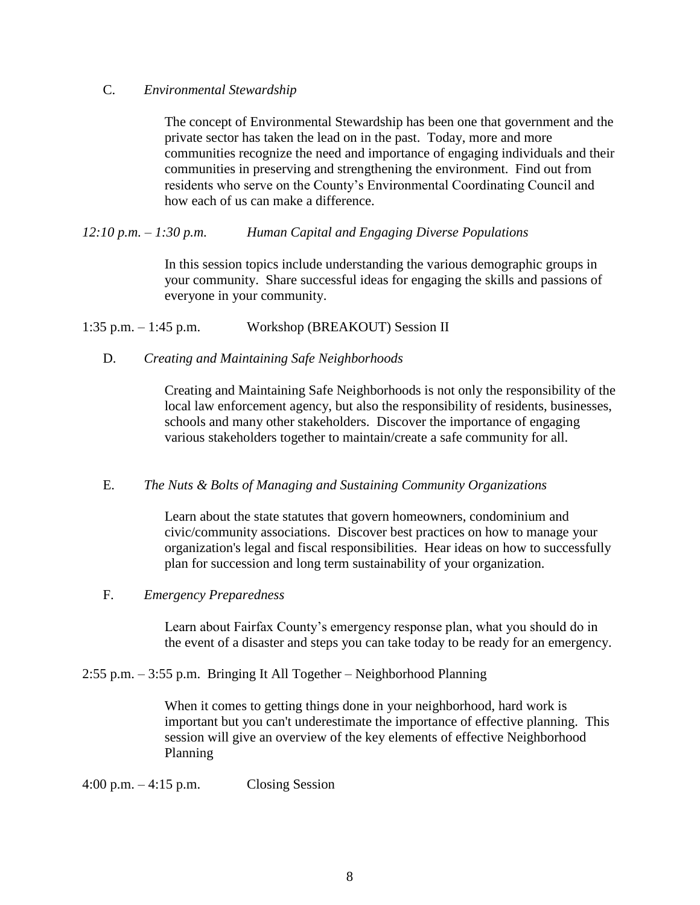C. *Environmental Stewardship*

The concept of Environmental Stewardship has been one that government and the private sector has taken the lead on in the past. Today, more and more communities recognize the need and importance of engaging individuals and their communities in preserving and strengthening the environment. Find out from residents who serve on the County's Environmental Coordinating Council and how each of us can make a difference.

*12:10 p.m. – 1:30 p.m.* *Human Capital and Engaging Diverse Populations*

In this session topics include understanding the various demographic groups in your community. Share successful ideas for engaging the skills and passions of everyone in your community.

1:35 p.m. – 1:45 p.m. Workshop (BREAKOUT) Session II

D. *Creating and Maintaining Safe Neighborhoods*

Creating and Maintaining Safe Neighborhoods is not only the responsibility of the local law enforcement agency, but also the responsibility of residents, businesses, schools and many other stakeholders. Discover the importance of engaging various stakeholders together to maintain/create a safe community for all.

E. *The Nuts & Bolts of Managing and Sustaining Community Organizations*

Learn about the state statutes that govern homeowners, condominium and civic/community associations. Discover best practices on how to manage your organization's legal and fiscal responsibilities. Hear ideas on how to successfully plan for succession and long term sustainability of your organization.

F. *Emergency Preparedness*

Learn about Fairfax County's emergency response plan, what you should do in the event of a disaster and steps you can take today to be ready for an emergency.

2:55 p.m. – 3:55 p.m. Bringing It All Together – Neighborhood Planning

When it comes to getting things done in your neighborhood, hard work is important but you can't underestimate the importance of effective planning. This session will give an overview of the key elements of effective Neighborhood Planning

4:00 p.m. – 4:15 p.m. Closing Session